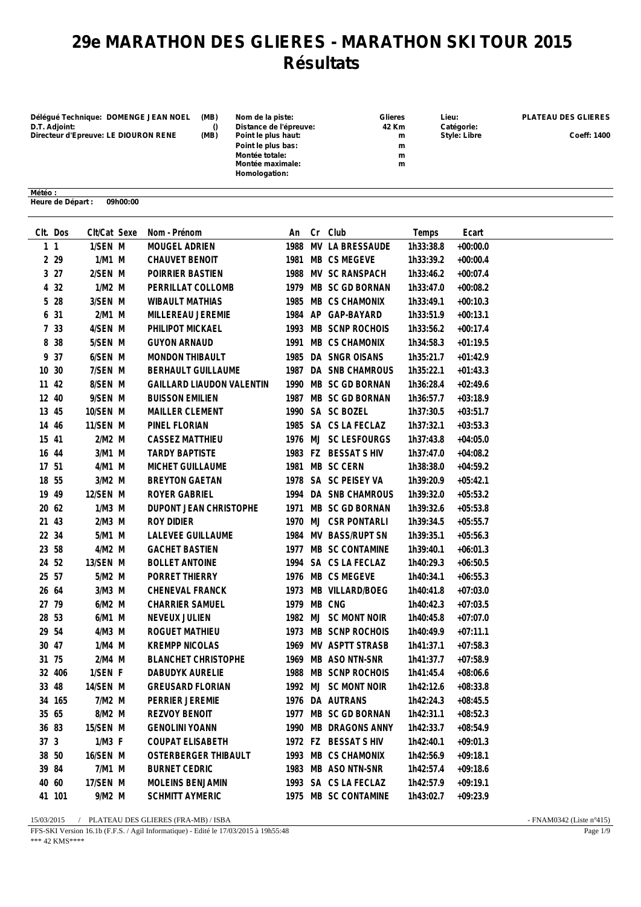# 29e MARATHON DES GLIERES - MARATHON SKI TOUR 2015
# Résultats

**Délégué Technique: DOMENGE JEAN NOEL** (MB)
**D.T. Adjoint:** ()
**Directeur d'Epreuve: LE DIOURON RENE** (MB)

**Nom de la piste:** Glieres
**Distance de l'épreuve:** 42 Km
**Point le plus haut:** m
**Point le plus bas:** m
**Montée totale:** m
**Montée maximale:** m
**Homologation:**

**Lieu:** PLATEAU DES GLIERES
**Catégorie:**
**Style: Libre** Coeff: 1400

**Météo :**
**Heure de Départ :** 09h00:00

| Clt. | Dos | Clt/Cat | Sexe | Nom - Prénom | An | Cr | Club | Temps | Ecart |
|---|---|---|---|---|---|---|---|---|---|
| 1 | 1 | 1/SEN | M | MOUGEL ADRIEN | 1988 | MV | LA BRESSAUDE | 1h33:38.8 | +00:00.0 |
| 2 | 29 | 1/M1 | M | CHAUVET BENOIT | 1981 | MB | CS MEGEVE | 1h33:39.2 | +00:00.4 |
| 3 | 27 | 2/SEN | M | POIRRIER BASTIEN | 1988 | MV | SC RANSPACH | 1h33:46.2 | +00:07.4 |
| 4 | 32 | 1/M2 | M | PERRILLAT COLLOMB | 1979 | MB | SC GD BORNAN | 1h33:47.0 | +00:08.2 |
| 5 | 28 | 3/SEN | M | WIBAULT MATHIAS | 1985 | MB | CS CHAMONIX | 1h33:49.1 | +00:10.3 |
| 6 | 31 | 2/M1 | M | MILLEREAU JEREMIE | 1984 | AP | GAP-BAYARD | 1h33:51.9 | +00:13.1 |
| 7 | 33 | 4/SEN | M | PHILIPOT MICKAEL | 1993 | MB | SCNP ROCHOIS | 1h33:56.2 | +00:17.4 |
| 8 | 38 | 5/SEN | M | GUYON ARNAUD | 1991 | MB | CS CHAMONIX | 1h34:58.3 | +01:19.5 |
| 9 | 37 | 6/SEN | M | MONDON THIBAULT | 1985 | DA | SNGR OISANS | 1h35:21.7 | +01:42.9 |
| 10 | 30 | 7/SEN | M | BERHAULT GUILLAUME | 1987 | DA | SNB CHAMROUS | 1h35:22.1 | +01:43.3 |
| 11 | 42 | 8/SEN | M | GAILLARD LIAUDON VALENTIN | 1990 | MB | SC GD BORNAN | 1h36:28.4 | +02:49.6 |
| 12 | 40 | 9/SEN | M | BUISSON EMILIEN | 1987 | MB | SC GD BORNAN | 1h36:57.7 | +03:18.9 |
| 13 | 45 | 10/SEN | M | MAILLER CLEMENT | 1990 | SA | SC BOZEL | 1h37:30.5 | +03:51.7 |
| 14 | 46 | 11/SEN | M | PINEL FLORIAN | 1985 | SA | CS LA FECLAZ | 1h37:32.1 | +03:53.3 |
| 15 | 41 | 2/M2 | M | CASSEZ MATTHIEU | 1976 | MJ | SC LESFOURGS | 1h37:43.8 | +04:05.0 |
| 16 | 44 | 3/M1 | M | TARDY BAPTISTE | 1983 | FZ | BESSAT S HIV | 1h37:47.0 | +04:08.2 |
| 17 | 51 | 4/M1 | M | MICHET GUILLAUME | 1981 | MB | SC CERN | 1h38:38.0 | +04:59.2 |
| 18 | 55 | 3/M2 | M | BREYTON GAETAN | 1978 | SA | SC PEISEY VA | 1h39:20.9 | +05:42.1 |
| 19 | 49 | 12/SEN | M | ROYER GABRIEL | 1994 | DA | SNB CHAMROUS | 1h39:32.0 | +05:53.2 |
| 20 | 62 | 1/M3 | M | DUPONT JEAN CHRISTOPHE | 1971 | MB | SC GD BORNAN | 1h39:32.6 | +05:53.8 |
| 21 | 43 | 2/M3 | M | ROY DIDIER | 1970 | MJ | CSR PONTARLI | 1h39:34.5 | +05:55.7 |
| 22 | 34 | 5/M1 | M | LALEVEE GUILLAUME | 1984 | MV | BASS/RUPT SN | 1h39:35.1 | +05:56.3 |
| 23 | 58 | 4/M2 | M | GACHET BASTIEN | 1977 | MB | SC CONTAMINE | 1h39:40.1 | +06:01.3 |
| 24 | 52 | 13/SEN | M | BOLLET ANTOINE | 1994 | SA | CS LA FECLAZ | 1h40:29.3 | +06:50.5 |
| 25 | 57 | 5/M2 | M | PORRET THIERRY | 1976 | MB | CS MEGEVE | 1h40:34.1 | +06:55.3 |
| 26 | 64 | 3/M3 | M | CHENEVAL FRANCK | 1973 | MB | VILLARD/BOEG | 1h40:41.8 | +07:03.0 |
| 27 | 79 | 6/M2 | M | CHARRIER SAMUEL | 1979 | MB | CNG | 1h40:42.3 | +07:03.5 |
| 28 | 53 | 6/M1 | M | NEVEUX JULIEN | 1982 | MJ | SC MONT NOIR | 1h40:45.8 | +07:07.0 |
| 29 | 54 | 4/M3 | M | ROGUET MATHIEU | 1973 | MB | SCNP ROCHOIS | 1h40:49.9 | +07:11.1 |
| 30 | 47 | 1/M4 | M | KREMPP NICOLAS | 1969 | MV | ASPTT STRASB | 1h41:37.1 | +07:58.3 |
| 31 | 75 | 2/M4 | M | BLANCHET CHRISTOPHE | 1969 | MB | ASO NTN-SNR | 1h41:37.7 | +07:58.9 |
| 32 | 406 | 1/SEN | F | DABUDYK AURELIE | 1988 | MB | SCNP ROCHOIS | 1h41:45.4 | +08:06.6 |
| 33 | 48 | 14/SEN | M | GREUSARD FLORIAN | 1992 | MJ | SC MONT NOIR | 1h42:12.6 | +08:33.8 |
| 34 | 165 | 7/M2 | M | PERRIER JEREMIE | 1976 | DA | AUTRANS | 1h42:24.3 | +08:45.5 |
| 35 | 65 | 8/M2 | M | REZVOY BENOIT | 1977 | MB | SC GD BORNAN | 1h42:31.1 | +08:52.3 |
| 36 | 83 | 15/SEN | M | GENOLINI YOANN | 1990 | MB | DRAGONS ANNY | 1h42:33.7 | +08:54.9 |
| 37 | 3 | 1/M3 | F | COUPAT ELISABETH | 1972 | FZ | BESSAT S HIV | 1h42:40.1 | +09:01.3 |
| 38 | 50 | 16/SEN | M | OSTERBERGER THIBAULT | 1993 | MB | CS CHAMONIX | 1h42:56.9 | +09:18.1 |
| 39 | 84 | 7/M1 | M | BURNET CEDRIC | 1983 | MB | ASO NTN-SNR | 1h42:57.4 | +09:18.6 |
| 40 | 60 | 17/SEN | M | MOLEINS BENJAMIN | 1993 | SA | CS LA FECLAZ | 1h42:57.9 | +09:19.1 |
| 41 | 101 | 9/M2 | M | SCHMITT AYMERIC | 1975 | MB | SC CONTAMINE | 1h43:02.7 | +09:23.9 |

15/03/2015 / PLATEAU DES GLIERES (FRA-MB) / ISBA - FNAM0342 (Liste n°415)
FFS-SKI Version 16.1b (F.F.S. / Agil Informatique) - Edité le 17/03/2015 à 19h55:48
*** 42 KMS****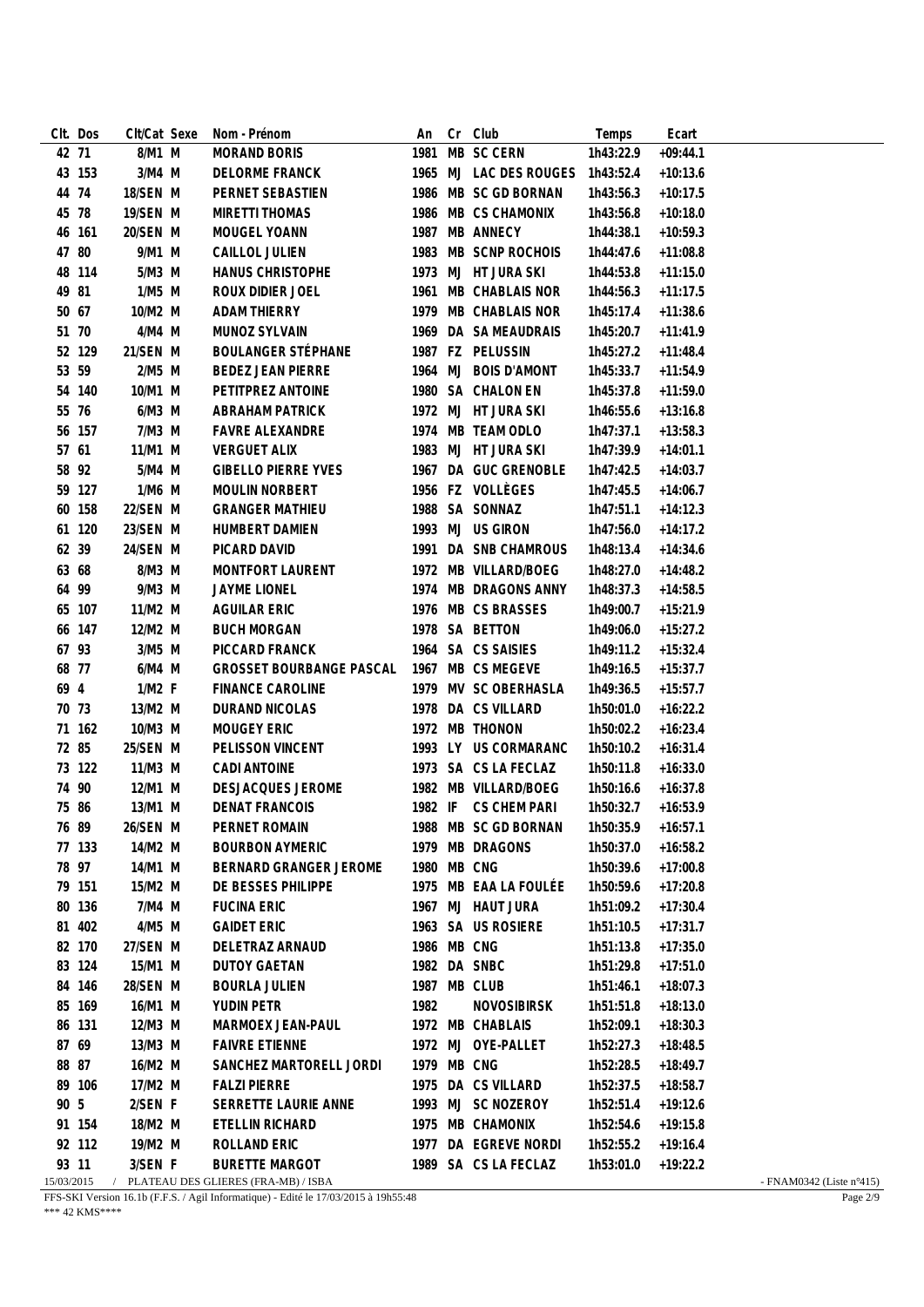| Clt. | Dos | Clt/Cat | Sexe | Nom - Prénom | An | Cr | Club | Temps | Ecart |
|---|---|---|---|---|---|---|---|---|---|
| 42 | 71 | 8/M1 | M | MORAND BORIS | 1981 | MB | SC CERN | 1h43:22.9 | +09:44.1 |
| 43 | 153 | 3/M4 | M | DELORME FRANCK | 1965 | MJ | LAC DES ROUGES | 1h43:52.4 | +10:13.6 |
| 44 | 74 | 18/SEN | M | PERNET SEBASTIEN | 1986 | MB | SC GD BORNAN | 1h43:56.3 | +10:17.5 |
| 45 | 78 | 19/SEN | M | MIRETTI THOMAS | 1986 | MB | CS CHAMONIX | 1h43:56.8 | +10:18.0 |
| 46 | 161 | 20/SEN | M | MOUGEL YOANN | 1987 | MB | ANNECY | 1h44:38.1 | +10:59.3 |
| 47 | 80 | 9/M1 | M | CAILLOL JULIEN | 1983 | MB | SCNP ROCHOIS | 1h44:47.6 | +11:08.8 |
| 48 | 114 | 5/M3 | M | HANUS CHRISTOPHE | 1973 | MJ | HT JURA SKI | 1h44:53.8 | +11:15.0 |
| 49 | 81 | 1/M5 | M | ROUX DIDIER JOEL | 1961 | MB | CHABLAIS NOR | 1h44:56.3 | +11:17.5 |
| 50 | 67 | 10/M2 | M | ADAM THIERRY | 1979 | MB | CHABLAIS NOR | 1h45:17.4 | +11:38.6 |
| 51 | 70 | 4/M4 | M | MUNOZ SYLVAIN | 1969 | DA | SA MEAUDRAIS | 1h45:20.7 | +11:41.9 |
| 52 | 129 | 21/SEN | M | BOULANGER STÉPHANE | 1987 | FZ | PELUSSIN | 1h45:27.2 | +11:48.4 |
| 53 | 59 | 2/M5 | M | BEDEZ JEAN PIERRE | 1964 | MJ | BOIS D'AMONT | 1h45:33.7 | +11:54.9 |
| 54 | 140 | 10/M1 | M | PETITPREZ ANTOINE | 1980 | SA | CHALON EN | 1h45:37.8 | +11:59.0 |
| 55 | 76 | 6/M3 | M | ABRAHAM PATRICK | 1972 | MJ | HT JURA SKI | 1h46:55.6 | +13:16.8 |
| 56 | 157 | 7/M3 | M | FAVRE ALEXANDRE | 1974 | MB | TEAM ODLO | 1h47:37.1 | +13:58.3 |
| 57 | 61 | 11/M1 | M | VERGUET ALIX | 1983 | MJ | HT JURA SKI | 1h47:39.9 | +14:01.1 |
| 58 | 92 | 5/M4 | M | GIBELLO PIERRE YVES | 1967 | DA | GUC GRENOBLE | 1h47:42.5 | +14:03.7 |
| 59 | 127 | 1/M6 | M | MOULIN NORBERT | 1956 | FZ | VOLLÈGES | 1h47:45.5 | +14:06.7 |
| 60 | 158 | 22/SEN | M | GRANGER MATHIEU | 1988 | SA | SONNAZ | 1h47:51.1 | +14:12.3 |
| 61 | 120 | 23/SEN | M | HUMBERT DAMIEN | 1993 | MJ | US GIRON | 1h47:56.0 | +14:17.2 |
| 62 | 39 | 24/SEN | M | PICARD DAVID | 1991 | DA | SNB CHAMROUS | 1h48:13.4 | +14:34.6 |
| 63 | 68 | 8/M3 | M | MONTFORT LAURENT | 1972 | MB | VILLARD/BOEG | 1h48:27.0 | +14:48.2 |
| 64 | 99 | 9/M3 | M | JAYME LIONEL | 1974 | MB | DRAGONS ANNY | 1h48:37.3 | +14:58.5 |
| 65 | 107 | 11/M2 | M | AGUILAR ERIC | 1976 | MB | CS BRASSES | 1h49:00.7 | +15:21.9 |
| 66 | 147 | 12/M2 | M | BUCH MORGAN | 1978 | SA | BETTON | 1h49:06.0 | +15:27.2 |
| 67 | 93 | 3/M5 | M | PICCARD FRANCK | 1964 | SA | CS SAISIES | 1h49:11.2 | +15:32.4 |
| 68 | 77 | 6/M4 | M | GROSSET BOURBANGE PASCAL | 1967 | MB | CS MEGEVE | 1h49:16.5 | +15:37.7 |
| 69 | 4 | 1/M2 | F | FINANCE CAROLINE | 1979 | MV | SC OBERHASLA | 1h49:36.5 | +15:57.7 |
| 70 | 73 | 13/M2 | M | DURAND NICOLAS | 1978 | DA | CS VILLARD | 1h50:01.0 | +16:22.2 |
| 71 | 162 | 10/M3 | M | MOUGEY ERIC | 1972 | MB | THONON | 1h50:02.2 | +16:23.4 |
| 72 | 85 | 25/SEN | M | PELISSON VINCENT | 1993 | LY | US CORMARANC | 1h50:10.2 | +16:31.4 |
| 73 | 122 | 11/M3 | M | CADI ANTOINE | 1973 | SA | CS LA FECLAZ | 1h50:11.8 | +16:33.0 |
| 74 | 90 | 12/M1 | M | DESJACQUES JEROME | 1982 | MB | VILLARD/BOEG | 1h50:16.6 | +16:37.8 |
| 75 | 86 | 13/M1 | M | DENAT FRANCOIS | 1982 | IF | CS CHEM PARI | 1h50:32.7 | +16:53.9 |
| 76 | 89 | 26/SEN | M | PERNET ROMAIN | 1988 | MB | SC GD BORNAN | 1h50:35.9 | +16:57.1 |
| 77 | 133 | 14/M2 | M | BOURBON AYMERIC | 1979 | MB | DRAGONS | 1h50:37.0 | +16:58.2 |
| 78 | 97 | 14/M1 | M | BERNARD GRANGER JEROME | 1980 | MB | CNG | 1h50:39.6 | +17:00.8 |
| 79 | 151 | 15/M2 | M | DE BESSES PHILIPPE | 1975 | MB | EAA LA FOULÉE | 1h50:59.6 | +17:20.8 |
| 80 | 136 | 7/M4 | M | FUCINA ERIC | 1967 | MJ | HAUT JURA | 1h51:09.2 | +17:30.4 |
| 81 | 402 | 4/M5 | M | GAIDET ERIC | 1963 | SA | US ROSIERE | 1h51:10.5 | +17:31.7 |
| 82 | 170 | 27/SEN | M | DELETRAZ ARNAUD | 1986 | MB | CNG | 1h51:13.8 | +17:35.0 |
| 83 | 124 | 15/M1 | M | DUTOY GAETAN | 1982 | DA | SNBC | 1h51:29.8 | +17:51.0 |
| 84 | 146 | 28/SEN | M | BOURLA JULIEN | 1987 | MB | CLUB | 1h51:46.1 | +18:07.3 |
| 85 | 169 | 16/M1 | M | YUDIN PETR | 1982 | | NOVOSIBIRSK | 1h51:51.8 | +18:13.0 |
| 86 | 131 | 12/M3 | M | MARMOEX JEAN-PAUL | 1972 | MB | CHABLAIS | 1h52:09.1 | +18:30.3 |
| 87 | 69 | 13/M3 | M | FAIVRE ETIENNE | 1972 | MJ | OYE-PALLET | 1h52:27.3 | +18:48.5 |
| 88 | 87 | 16/M2 | M | SANCHEZ MARTORELL JORDI | 1979 | MB | CNG | 1h52:28.5 | +18:49.7 |
| 89 | 106 | 17/M2 | M | FALZI PIERRE | 1975 | DA | CS VILLARD | 1h52:37.5 | +18:58.7 |
| 90 | 5 | 2/SEN | F | SERRETTE LAURIE ANNE | 1993 | MJ | SC NOZEROY | 1h52:51.4 | +19:12.6 |
| 91 | 154 | 18/M2 | M | ETELLIN RICHARD | 1975 | MB | CHAMONIX | 1h52:54.6 | +19:15.8 |
| 92 | 112 | 19/M2 | M | ROLLAND ERIC | 1977 | DA | EGREVE NORDI | 1h52:55.2 | +19:16.4 |
| 93 | 11 | 3/SEN | F | BURETTE MARGOT | 1989 | SA | CS LA FECLAZ | 1h53:01.0 | +19:22.2 |

15/03/2015 / PLATEAU DES GLIERES (FRA-MB) / ISBA - FNAM0342 (Liste n°415)

FFS-SKI Version 16.1b (F.F.S. / Agil Informatique) - Edité le 17/03/2015 à 19h55:48

*** 42 KMS****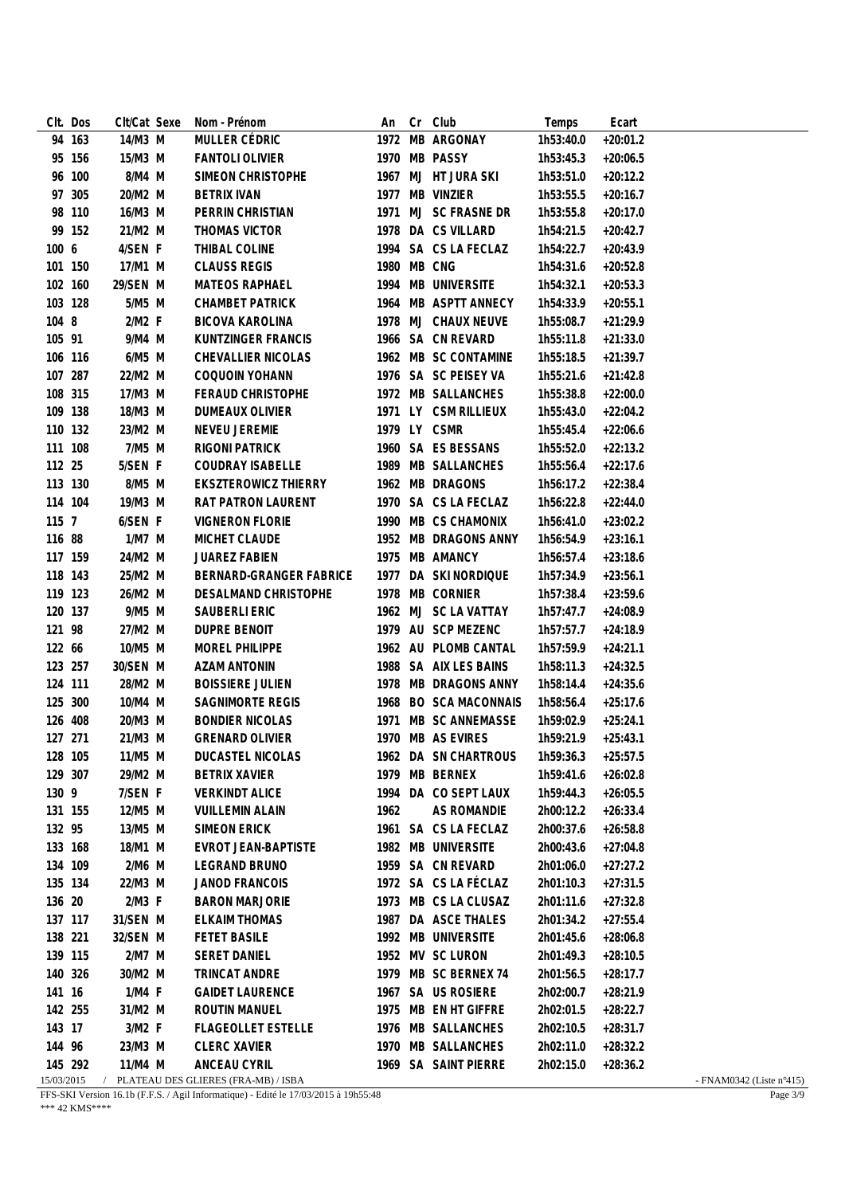| Clt. | Dos | Clt/Cat | Sexe | Nom - Prénom | An | Cr | Club | Temps | Ecart |
|---|---|---|---|---|---|---|---|---|---|
| 94 | 163 | 14/M3 | M | MULLER CÉDRIC | 1972 | MB | ARGONAY | 1h53:40.0 | +20:01.2 |
| 95 | 156 | 15/M3 | M | FANTOLI OLIVIER | 1970 | MB | PASSY | 1h53:45.3 | +20:06.5 |
| 96 | 100 | 8/M4 | M | SIMEON CHRISTOPHE | 1967 | MJ | HT JURA SKI | 1h53:51.0 | +20:12.2 |
| 97 | 305 | 20/M2 | M | BETRIX IVAN | 1977 | MB | VINZIER | 1h53:55.5 | +20:16.7 |
| 98 | 110 | 16/M3 | M | PERRIN CHRISTIAN | 1971 | MJ | SC FRASNE DR | 1h53:55.8 | +20:17.0 |
| 99 | 152 | 21/M2 | M | THOMAS VICTOR | 1978 | DA | CS VILLARD | 1h54:21.5 | +20:42.7 |
| 100 | 6 | 4/SEN | F | THIBAL COLINE | 1994 | SA | CS LA FECLAZ | 1h54:22.7 | +20:43.9 |
| 101 | 150 | 17/M1 | M | CLAUSS REGIS | 1980 | MB | CNG | 1h54:31.6 | +20:52.8 |
| 102 | 160 | 29/SEN | M | MATEOS RAPHAEL | 1994 | MB | UNIVERSITE | 1h54:32.1 | +20:53.3 |
| 103 | 128 | 5/M5 | M | CHAMBET PATRICK | 1964 | MB | ASPTT ANNECY | 1h54:33.9 | +20:55.1 |
| 104 | 8 | 2/M2 | F | BICOVA KAROLINA | 1978 | MJ | CHAUX NEUVE | 1h55:08.7 | +21:29.9 |
| 105 | 91 | 9/M4 | M | KUNTZINGER FRANCIS | 1966 | SA | CN REVARD | 1h55:11.8 | +21:33.0 |
| 106 | 116 | 6/M5 | M | CHEVALLIER NICOLAS | 1962 | MB | SC CONTAMINE | 1h55:18.5 | +21:39.7 |
| 107 | 287 | 22/M2 | M | COQUOIN YOHANN | 1976 | SA | SC PEISEY VA | 1h55:21.6 | +21:42.8 |
| 108 | 315 | 17/M3 | M | FERAUD CHRISTOPHE | 1972 | MB | SALLANCHES | 1h55:38.8 | +22:00.0 |
| 109 | 138 | 18/M3 | M | DUMEAUX OLIVIER | 1971 | LY | CSM RILLIEUX | 1h55:43.0 | +22:04.2 |
| 110 | 132 | 23/M2 | M | NEVEU JEREMIE | 1979 | LY | CSMR | 1h55:45.4 | +22:06.6 |
| 111 | 108 | 7/M5 | M | RIGONI PATRICK | 1960 | SA | ES BESSANS | 1h55:52.0 | +22:13.2 |
| 112 | 25 | 5/SEN | F | COUDRAY ISABELLE | 1989 | MB | SALLANCHES | 1h55:56.4 | +22:17.6 |
| 113 | 130 | 8/M5 | M | EKSZTEROWICZ THIERRY | 1962 | MB | DRAGONS | 1h56:17.2 | +22:38.4 |
| 114 | 104 | 19/M3 | M | RAT PATRON LAURENT | 1970 | SA | CS LA FECLAZ | 1h56:22.8 | +22:44.0 |
| 115 | 7 | 6/SEN | F | VIGNERON FLORIE | 1990 | MB | CS CHAMONIX | 1h56:41.0 | +23:02.2 |
| 116 | 88 | 1/M7 | M | MICHET CLAUDE | 1952 | MB | DRAGONS ANNY | 1h56:54.9 | +23:16.1 |
| 117 | 159 | 24/M2 | M | JUAREZ FABIEN | 1975 | MB | AMANCY | 1h56:57.4 | +23:18.6 |
| 118 | 143 | 25/M2 | M | BERNARD-GRANGER FABRICE | 1977 | DA | SKI NORDIQUE | 1h57:34.9 | +23:56.1 |
| 119 | 123 | 26/M2 | M | DESALMAND CHRISTOPHE | 1978 | MB | CORNIER | 1h57:38.4 | +23:59.6 |
| 120 | 137 | 9/M5 | M | SAUBERLI ERIC | 1962 | MJ | SC LA VATTAY | 1h57:47.7 | +24:08.9 |
| 121 | 98 | 27/M2 | M | DUPRE BENOIT | 1979 | AU | SCP MEZENC | 1h57:57.7 | +24:18.9 |
| 122 | 66 | 10/M5 | M | MOREL PHILIPPE | 1962 | AU | PLOMB CANTAL | 1h57:59.9 | +24:21.1 |
| 123 | 257 | 30/SEN | M | AZAM ANTONIN | 1988 | SA | AIX LES BAINS | 1h58:11.3 | +24:32.5 |
| 124 | 111 | 28/M2 | M | BOISSIERE JULIEN | 1978 | MB | DRAGONS ANNY | 1h58:14.4 | +24:35.6 |
| 125 | 300 | 10/M4 | M | SAGNIMORTE REGIS | 1968 | BO | SCA MACONNAIS | 1h58:56.4 | +25:17.6 |
| 126 | 408 | 20/M3 | M | BONDIER NICOLAS | 1971 | MB | SC ANNEMASSE | 1h59:02.9 | +25:24.1 |
| 127 | 271 | 21/M3 | M | GRENARD OLIVIER | 1970 | MB | AS EVIRES | 1h59:21.9 | +25:43.1 |
| 128 | 105 | 11/M5 | M | DUCASTEL NICOLAS | 1962 | DA | SN CHARTROUS | 1h59:36.3 | +25:57.5 |
| 129 | 307 | 29/M2 | M | BETRIX XAVIER | 1979 | MB | BERNEX | 1h59:41.6 | +26:02.8 |
| 130 | 9 | 7/SEN | F | VERKINDT ALICE | 1994 | DA | CO SEPT LAUX | 1h59:44.3 | +26:05.5 |
| 131 | 155 | 12/M5 | M | VUILLEMIN ALAIN | 1962 | | AS ROMANDIE | 2h00:12.2 | +26:33.4 |
| 132 | 95 | 13/M5 | M | SIMEON ERICK | 1961 | SA | CS LA FECLAZ | 2h00:37.6 | +26:58.8 |
| 133 | 168 | 18/M1 | M | EVROT JEAN-BAPTISTE | 1982 | MB | UNIVERSITE | 2h00:43.6 | +27:04.8 |
| 134 | 109 | 2/M6 | M | LEGRAND BRUNO | 1959 | SA | CN REVARD | 2h01:06.0 | +27:27.2 |
| 135 | 134 | 22/M3 | M | JANOD FRANCOIS | 1972 | SA | CS LA FÉCLAZ | 2h01:10.3 | +27:31.5 |
| 136 | 20 | 2/M3 | F | BARON MARJORIE | 1973 | MB | CS LA CLUSAZ | 2h01:11.6 | +27:32.8 |
| 137 | 117 | 31/SEN | M | ELKAIM THOMAS | 1987 | DA | ASCE THALES | 2h01:34.2 | +27:55.4 |
| 138 | 221 | 32/SEN | M | FETET BASILE | 1992 | MB | UNIVERSITE | 2h01:45.6 | +28:06.8 |
| 139 | 115 | 2/M7 | M | SERET DANIEL | 1952 | MV | SC LURON | 2h01:49.3 | +28:10.5 |
| 140 | 326 | 30/M2 | M | TRINCAT ANDRE | 1979 | MB | SC BERNEX 74 | 2h01:56.5 | +28:17.7 |
| 141 | 16 | 1/M4 | F | GAIDET LAURENCE | 1967 | SA | US ROSIERE | 2h02:00.7 | +28:21.9 |
| 142 | 255 | 31/M2 | M | ROUTIN MANUEL | 1975 | MB | EN HT GIFFRE | 2h02:01.5 | +28:22.7 |
| 143 | 17 | 3/M2 | F | FLAGEOLLET ESTELLE | 1976 | MB | SALLANCHES | 2h02:10.5 | +28:31.7 |
| 144 | 96 | 23/M3 | M | CLERC XAVIER | 1970 | MB | SALLANCHES | 2h02:11.0 | +28:32.2 |
| 145 | 292 | 11/M4 | M | ANCEAU CYRIL | 1969 | SA | SAINT PIERRE | 2h02:15.0 | +28:36.2 |

15/03/2015 / PLATEAU DES GLIERES (FRA-MB) / ISBA - FNAM0342 (Liste n°415)

FFS-SKI Version 16.1b (F.F.S. / Agil Informatique) - Edité le 17/03/2015 à 19h55:48

*** 42 KMS****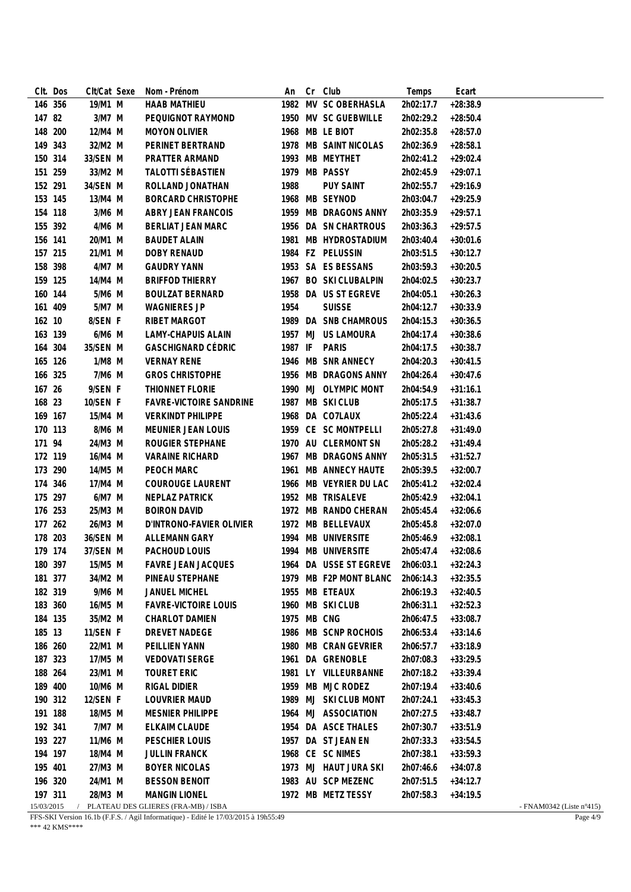| Clt. | Dos | Clt/Cat | Sexe | Nom - Prénom | An | Cr | Club | Temps | Ecart |
|---|---|---|---|---|---|---|---|---|---|
| 146 | 356 | 19/M1 | M | HAAB MATHIEU | 1982 | MV | SC OBERHASLA | 2h02:17.7 | +28:38.9 |
| 147 | 82 | 3/M7 | M | PEQUIGNOT RAYMOND | 1950 | MV | SC GUEBWILLE | 2h02:29.2 | +28:50.4 |
| 148 | 200 | 12/M4 | M | MOYON OLIVIER | 1968 | MB | LE BIOT | 2h02:35.8 | +28:57.0 |
| 149 | 343 | 32/M2 | M | PERINET BERTRAND | 1978 | MB | SAINT NICOLAS | 2h02:36.9 | +28:58.1 |
| 150 | 314 | 33/SEN | M | PRATTER ARMAND | 1993 | MB | MEYTHET | 2h02:41.2 | +29:02.4 |
| 151 | 259 | 33/M2 | M | TALOTTI SÉBASTIEN | 1979 | MB | PASSY | 2h02:45.9 | +29:07.1 |
| 152 | 291 | 34/SEN | M | ROLLAND JONATHAN | 1988 | | PUY SAINT | 2h02:55.7 | +29:16.9 |
| 153 | 145 | 13/M4 | M | BORCARD CHRISTOPHE | 1968 | MB | SEYNOD | 2h03:04.7 | +29:25.9 |
| 154 | 118 | 3/M6 | M | ABRY JEAN FRANCOIS | 1959 | MB | DRAGONS ANNY | 2h03:35.9 | +29:57.1 |
| 155 | 392 | 4/M6 | M | BERLIAT JEAN MARC | 1956 | DA | SN CHARTROUS | 2h03:36.3 | +29:57.5 |
| 156 | 141 | 20/M1 | M | BAUDET ALAIN | 1981 | MB | HYDROSTADIUM | 2h03:40.4 | +30:01.6 |
| 157 | 215 | 21/M1 | M | DOBY RENAUD | 1984 | FZ | PELUSSIN | 2h03:51.5 | +30:12.7 |
| 158 | 398 | 4/M7 | M | GAUDRY YANN | 1953 | SA | ES BESSANS | 2h03:59.3 | +30:20.5 |
| 159 | 125 | 14/M4 | M | BRIFFOD THIERRY | 1967 | BO | SKI CLUBALPIN | 2h04:02.5 | +30:23.7 |
| 160 | 144 | 5/M6 | M | BOULZAT BERNARD | 1958 | DA | US ST EGREVE | 2h04:05.1 | +30:26.3 |
| 161 | 409 | 5/M7 | M | WAGNIERES JP | 1954 | | SUISSE | 2h04:12.7 | +30:33.9 |
| 162 | 10 | 8/SEN | F | RIBET MARGOT | 1989 | DA | SNB CHAMROUS | 2h04:15.3 | +30:36.5 |
| 163 | 139 | 6/M6 | M | LAMY-CHAPUIS ALAIN | 1957 | MJ | US LAMOURA | 2h04:17.4 | +30:38.6 |
| 164 | 304 | 35/SEN | M | GASCHIGNARD CÉDRIC | 1987 | IF | PARIS | 2h04:17.5 | +30:38.7 |
| 165 | 126 | 1/M8 | M | VERNAY RENE | 1946 | MB | SNR ANNECY | 2h04:20.3 | +30:41.5 |
| 166 | 325 | 7/M6 | M | GROS CHRISTOPHE | 1956 | MB | DRAGONS ANNY | 2h04:26.4 | +30:47.6 |
| 167 | 26 | 9/SEN | F | THIONNET FLORIE | 1990 | MJ | OLYMPIC MONT | 2h04:54.9 | +31:16.1 |
| 168 | 23 | 10/SEN | F | FAVRE-VICTOIRE SANDRINE | 1987 | MB | SKI CLUB | 2h05:17.5 | +31:38.7 |
| 169 | 167 | 15/M4 | M | VERKINDT PHILIPPE | 1968 | DA | CO7LAUX | 2h05:22.4 | +31:43.6 |
| 170 | 113 | 8/M6 | M | MEUNIER JEAN LOUIS | 1959 | CE | SC MONTPELLI | 2h05:27.8 | +31:49.0 |
| 171 | 94 | 24/M3 | M | ROUGIER STEPHANE | 1970 | AU | CLERMONT SN | 2h05:28.2 | +31:49.4 |
| 172 | 119 | 16/M4 | M | VARAINE RICHARD | 1967 | MB | DRAGONS ANNY | 2h05:31.5 | +31:52.7 |
| 173 | 290 | 14/M5 | M | PEOCH MARC | 1961 | MB | ANNECY HAUTE | 2h05:39.5 | +32:00.7 |
| 174 | 346 | 17/M4 | M | COUROUGE LAURENT | 1966 | MB | VEYRIER DU LAC | 2h05:41.2 | +32:02.4 |
| 175 | 297 | 6/M7 | M | NEPLAZ PATRICK | 1952 | MB | TRISALEVE | 2h05:42.9 | +32:04.1 |
| 176 | 253 | 25/M3 | M | BOIRON DAVID | 1972 | MB | RANDO CHERAN | 2h05:45.4 | +32:06.6 |
| 177 | 262 | 26/M3 | M | D'INTRONO-FAVIER OLIVIER | 1972 | MB | BELLEVAUX | 2h05:45.8 | +32:07.0 |
| 178 | 203 | 36/SEN | M | ALLEMANN GARY | 1994 | MB | UNIVERSITE | 2h05:46.9 | +32:08.1 |
| 179 | 174 | 37/SEN | M | PACHOUD LOUIS | 1994 | MB | UNIVERSITE | 2h05:47.4 | +32:08.6 |
| 180 | 397 | 15/M5 | M | FAVRE JEAN JACQUES | 1964 | DA | USSE ST EGREVE | 2h06:03.1 | +32:24.3 |
| 181 | 377 | 34/M2 | M | PINEAU STEPHANE | 1979 | MB | F2P MONT BLANC | 2h06:14.3 | +32:35.5 |
| 182 | 319 | 9/M6 | M | JANUEL MICHEL | 1955 | MB | ETEAUX | 2h06:19.3 | +32:40.5 |
| 183 | 360 | 16/M5 | M | FAVRE-VICTOIRE LOUIS | 1960 | MB | SKI CLUB | 2h06:31.1 | +32:52.3 |
| 184 | 135 | 35/M2 | M | CHARLOT DAMIEN | 1975 | MB | CNG | 2h06:47.5 | +33:08.7 |
| 185 | 13 | 11/SEN | F | DREVET NADEGE | 1986 | MB | SCNP ROCHOIS | 2h06:53.4 | +33:14.6 |
| 186 | 260 | 22/M1 | M | PEILLIEN YANN | 1980 | MB | CRAN GEVRIER | 2h06:57.7 | +33:18.9 |
| 187 | 323 | 17/M5 | M | VEDOVATI SERGE | 1961 | DA | GRENOBLE | 2h07:08.3 | +33:29.5 |
| 188 | 264 | 23/M1 | M | TOURET ERIC | 1981 | LY | VILLEURBANNE | 2h07:18.2 | +33:39.4 |
| 189 | 400 | 10/M6 | M | RIGAL DIDIER | 1959 | MB | MJC RODEZ | 2h07:19.4 | +33:40.6 |
| 190 | 312 | 12/SEN | F | LOUVRIER MAUD | 1989 | MJ | SKI CLUB MONT | 2h07:24.1 | +33:45.3 |
| 191 | 188 | 18/M5 | M | MESNIER PHILIPPE | 1964 | MJ | ASSOCIATION | 2h07:27.5 | +33:48.7 |
| 192 | 341 | 7/M7 | M | ELKAIM CLAUDE | 1954 | DA | ASCE THALES | 2h07:30.7 | +33:51.9 |
| 193 | 227 | 11/M6 | M | PESCHIER LOUIS | 1957 | DA | ST JEAN EN | 2h07:33.3 | +33:54.5 |
| 194 | 197 | 18/M4 | M | JULLIN FRANCK | 1968 | CE | SC NIMES | 2h07:38.1 | +33:59.3 |
| 195 | 401 | 27/M3 | M | BOYER NICOLAS | 1973 | MJ | HAUT JURA SKI | 2h07:46.6 | +34:07.8 |
| 196 | 320 | 24/M1 | M | BESSON BENOIT | 1983 | AU | SCP MEZENC | 2h07:51.5 | +34:12.7 |
| 197 | 311 | 28/M3 | M | MANGIN LIONEL | 1972 | MB | METZ TESSY | 2h07:58.3 | +34:19.5 |

15/03/2015 / PLATEAU DES GLIERES (FRA-MB) / ISBA - FNAM0342 (Liste n°415)

FFS-SKI Version 16.1b (F.F.S. / Agil Informatique) - Edité le 17/03/2015 à 19h55:49

*** 42 KMS****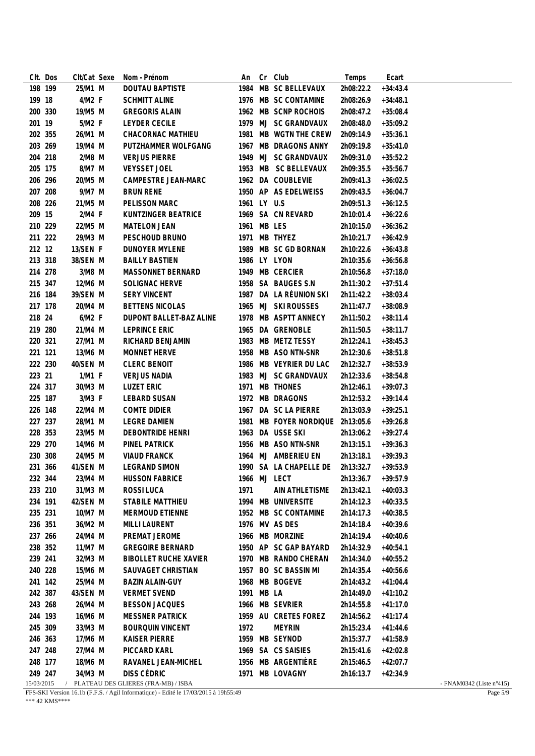| Clt. | Dos | Clt/Cat | Sexe | Nom - Prénom | An | Cr | Club | Temps | Ecart |
|---|---|---|---|---|---|---|---|---|---|
| 198 | 199 | 25/M1 | M | DOUTAU BAPTISTE | 1984 | MB | SC BELLEVAUX | 2h08:22.2 | +34:43.4 |
| 199 | 18 | 4/M2 | F | SCHMITT ALINE | 1976 | MB | SC CONTAMINE | 2h08:26.9 | +34:48.1 |
| 200 | 330 | 19/M5 | M | GREGORIS ALAIN | 1962 | MB | SCNP ROCHOIS | 2h08:47.2 | +35:08.4 |
| 201 | 19 | 5/M2 | F | LEYDER CECILE | 1979 | MJ | SC GRANDVAUX | 2h08:48.0 | +35:09.2 |
| 202 | 355 | 26/M1 | M | CHACORNAC MATHIEU | 1981 | MB | WGTN THE CREW | 2h09:14.9 | +35:36.1 |
| 203 | 269 | 19/M4 | M | PUTZHAMMER WOLFGANG | 1967 | MB | DRAGONS ANNY | 2h09:19.8 | +35:41.0 |
| 204 | 218 | 2/M8 | M | VERJUS PIERRE | 1949 | MJ | SC GRANDVAUX | 2h09:31.0 | +35:52.2 |
| 205 | 175 | 8/M7 | M | VEYSSET JOEL | 1953 | MB | SC BELLEVAUX | 2h09:35.5 | +35:56.7 |
| 206 | 296 | 20/M5 | M | CAMPESTRE JEAN-MARC | 1962 | DA | COUBLEVIE | 2h09:41.3 | +36:02.5 |
| 207 | 208 | 9/M7 | M | BRUN RENE | 1950 | AP | AS EDELWEISS | 2h09:43.5 | +36:04.7 |
| 208 | 226 | 21/M5 | M | PELISSON MARC | 1961 | LY | U.S | 2h09:51.3 | +36:12.5 |
| 209 | 15 | 2/M4 | F | KUNTZINGER BEATRICE | 1969 | SA | CN REVARD | 2h10:01.4 | +36:22.6 |
| 210 | 229 | 22/M5 | M | MATELON JEAN | 1961 | MB | LES | 2h10:15.0 | +36:36.2 |
| 211 | 222 | 29/M3 | M | PESCHOUD BRUNO | 1971 | MB | THYEZ | 2h10:21.7 | +36:42.9 |
| 212 | 12 | 13/SEN | F | DUNOYER MYLENE | 1989 | MB | SC GD BORNAN | 2h10:22.6 | +36:43.8 |
| 213 | 318 | 38/SEN | M | BAILLY BASTIEN | 1986 | LY | LYON | 2h10:35.6 | +36:56.8 |
| 214 | 278 | 3/M8 | M | MASSONNET BERNARD | 1949 | MB | CERCIER | 2h10:56.8 | +37:18.0 |
| 215 | 347 | 12/M6 | M | SOLIGNAC HERVE | 1958 | SA | BAUGES S.N | 2h11:30.2 | +37:51.4 |
| 216 | 184 | 39/SEN | M | SERY VINCENT | 1987 | DA | LA RÉUNION SKI | 2h11:42.2 | +38:03.4 |
| 217 | 178 | 20/M4 | M | BETTENS NICOLAS | 1965 | MJ | SKI ROUSSES | 2h11:47.7 | +38:08.9 |
| 218 | 24 | 6/M2 | F | DUPONT BALLET-BAZ ALINE | 1978 | MB | ASPTT ANNECY | 2h11:50.2 | +38:11.4 |
| 219 | 280 | 21/M4 | M | LEPRINCE ERIC | 1965 | DA | GRENOBLE | 2h11:50.5 | +38:11.7 |
| 220 | 321 | 27/M1 | M | RICHARD BENJAMIN | 1983 | MB | METZ TESSY | 2h12:24.1 | +38:45.3 |
| 221 | 121 | 13/M6 | M | MONNET HERVE | 1958 | MB | ASO NTN-SNR | 2h12:30.6 | +38:51.8 |
| 222 | 230 | 40/SEN | M | CLERC BENOIT | 1986 | MB | VEYRIER DU LAC | 2h12:32.7 | +38:53.9 |
| 223 | 21 | 1/M1 | F | VERJUS NADIA | 1983 | MJ | SC GRANDVAUX | 2h12:33.6 | +38:54.8 |
| 224 | 317 | 30/M3 | M | LUZET ERIC | 1971 | MB | THONES | 2h12:46.1 | +39:07.3 |
| 225 | 187 | 3/M3 | F | LEBARD SUSAN | 1972 | MB | DRAGONS | 2h12:53.2 | +39:14.4 |
| 226 | 148 | 22/M4 | M | COMTE DIDIER | 1967 | DA | SC LA PIERRE | 2h13:03.9 | +39:25.1 |
| 227 | 237 | 28/M1 | M | LEGRE DAMIEN | 1981 | MB | FOYER NORDIQUE | 2h13:05.6 | +39:26.8 |
| 228 | 353 | 23/M5 | M | DEBONTRIDE HENRI | 1963 | DA | USSE SKI | 2h13:06.2 | +39:27.4 |
| 229 | 270 | 14/M6 | M | PINEL PATRICK | 1956 | MB | ASO NTN-SNR | 2h13:15.1 | +39:36.3 |
| 230 | 308 | 24/M5 | M | VIAUD FRANCK | 1964 | MJ | AMBERIEU EN | 2h13:18.1 | +39:39.3 |
| 231 | 366 | 41/SEN | M | LEGRAND SIMON | 1990 | SA | LA CHAPELLE DE | 2h13:32.7 | +39:53.9 |
| 232 | 344 | 23/M4 | M | HUSSON FABRICE | 1966 | MJ | LECT | 2h13:36.7 | +39:57.9 |
| 233 | 210 | 31/M3 | M | ROSSI LUCA | 1971 | | AIN ATHLETISME | 2h13:42.1 | +40:03.3 |
| 234 | 191 | 42/SEN | M | STABILE MATTHIEU | 1994 | MB | UNIVERSITE | 2h14:12.3 | +40:33.5 |
| 235 | 231 | 10/M7 | M | MERMOUD ETIENNE | 1952 | MB | SC CONTAMINE | 2h14:17.3 | +40:38.5 |
| 236 | 351 | 36/M2 | M | MILLI LAURENT | 1976 | MV | AS DES | 2h14:18.4 | +40:39.6 |
| 237 | 266 | 24/M4 | M | PREMAT JEROME | 1966 | MB | MORZINE | 2h14:19.4 | +40:40.6 |
| 238 | 352 | 11/M7 | M | GREGOIRE BERNARD | 1950 | AP | SC GAP BAYARD | 2h14:32.9 | +40:54.1 |
| 239 | 241 | 32/M3 | M | BIBOLLET RUCHE XAVIER | 1970 | MB | RANDO CHERAN | 2h14:34.0 | +40:55.2 |
| 240 | 228 | 15/M6 | M | SAUVAGET CHRISTIAN | 1957 | BO | SC BASSIN MI | 2h14:35.4 | +40:56.6 |
| 241 | 142 | 25/M4 | M | BAZIN ALAIN-GUY | 1968 | MB | BOGEVE | 2h14:43.2 | +41:04.4 |
| 242 | 387 | 43/SEN | M | VERMET SVEND | 1991 | MB | LA | 2h14:49.0 | +41:10.2 |
| 243 | 268 | 26/M4 | M | BESSON JACQUES | 1966 | MB | SEVRIER | 2h14:55.8 | +41:17.0 |
| 244 | 193 | 16/M6 | M | MESSNER PATRICK | 1959 | AU | CRETES FOREZ | 2h14:56.2 | +41:17.4 |
| 245 | 309 | 33/M3 | M | BOURQUIN VINCENT | 1972 | | MEYRIN | 2h15:23.4 | +41:44.6 |
| 246 | 363 | 17/M6 | M | KAISER PIERRE | 1959 | MB | SEYNOD | 2h15:37.7 | +41:58.9 |
| 247 | 248 | 27/M4 | M | PICCARD KARL | 1969 | SA | CS SAISIES | 2h15:41.6 | +42:02.8 |
| 248 | 177 | 18/M6 | M | RAVANEL JEAN-MICHEL | 1956 | MB | ARGENTIÈRE | 2h15:46.5 | +42:07.7 |
| 249 | 247 | 34/M3 | M | DISS CÉDRIC | 1971 | MB | LOVAGNY | 2h16:13.7 | +42:34.9 |

15/03/2015 / PLATEAU DES GLIERES (FRA-MB) / ISBA - FNAM0342 (Liste n°415)

FFS-SKI Version 16.1b (F.F.S. / Agil Informatique) - Edité le 17/03/2015 à 19h55:49

*** 42 KMS****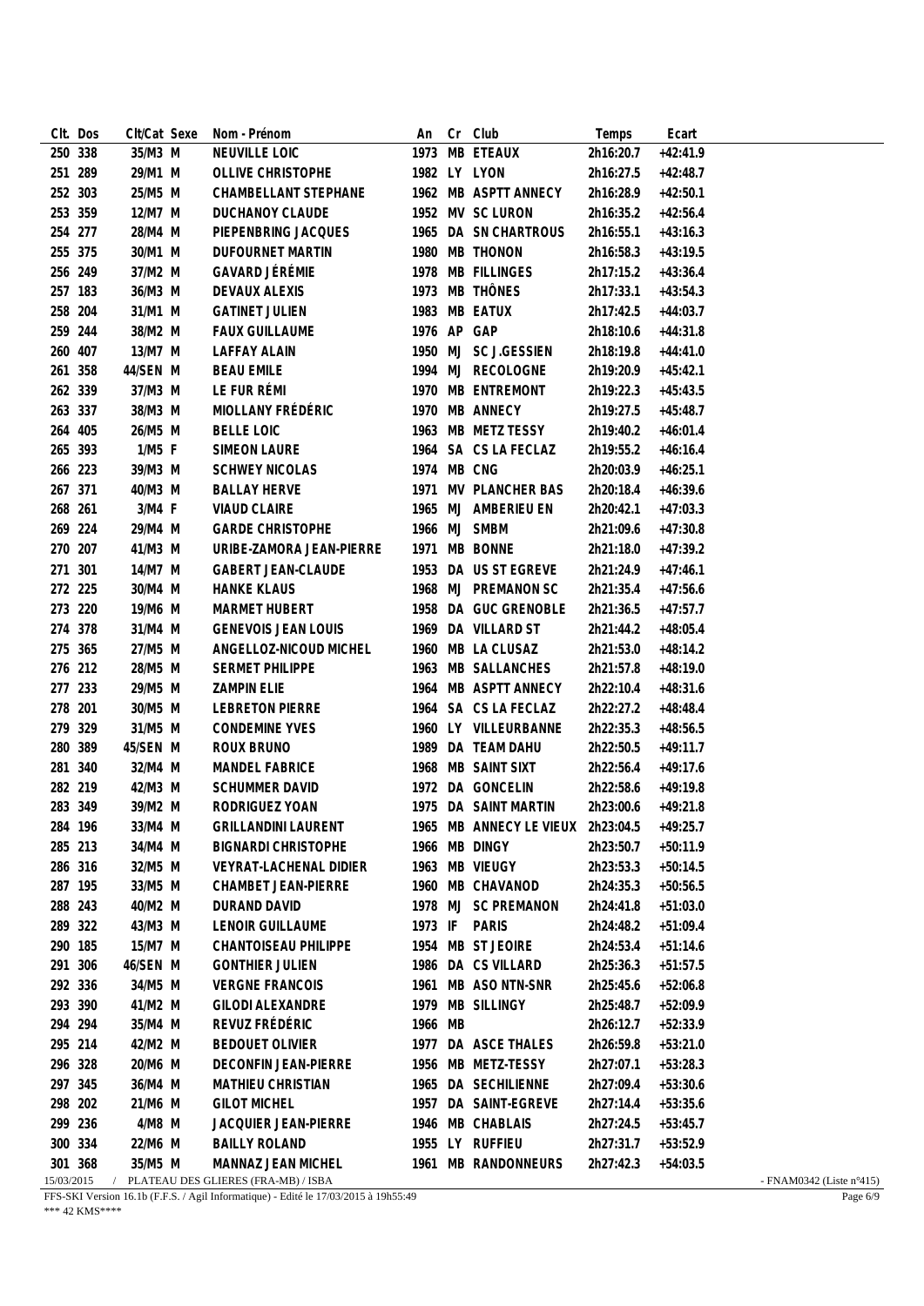| Clt. | Dos | Clt/Cat | Sexe | Nom - Prénom | An | Cr | Club | Temps | Ecart |
|---|---|---|---|---|---|---|---|---|---|
| 250 | 338 | 35/M3 | M | NEUVILLE LOIC | 1973 | MB | ETEAUX | 2h16:20.7 | +42:41.9 |
| 251 | 289 | 29/M1 | M | OLLIVE CHRISTOPHE | 1982 | LY | LYON | 2h16:27.5 | +42:48.7 |
| 252 | 303 | 25/M5 | M | CHAMBELLANT STEPHANE | 1962 | MB | ASPTT ANNECY | 2h16:28.9 | +42:50.1 |
| 253 | 359 | 12/M7 | M | DUCHANOY CLAUDE | 1952 | MV | SC LURON | 2h16:35.2 | +42:56.4 |
| 254 | 277 | 28/M4 | M | PIEPENBRING JACQUES | 1965 | DA | SN CHARTROUS | 2h16:55.1 | +43:16.3 |
| 255 | 375 | 30/M1 | M | DUFOURNET MARTIN | 1980 | MB | THONON | 2h16:58.3 | +43:19.5 |
| 256 | 249 | 37/M2 | M | GAVARD JÉRÉMIE | 1978 | MB | FILLINGES | 2h17:15.2 | +43:36.4 |
| 257 | 183 | 36/M3 | M | DEVAUX ALEXIS | 1973 | MB | THÔNES | 2h17:33.1 | +43:54.3 |
| 258 | 204 | 31/M1 | M | GATINET JULIEN | 1983 | MB | EATUX | 2h17:42.5 | +44:03.7 |
| 259 | 244 | 38/M2 | M | FAUX GUILLAUME | 1976 | AP | GAP | 2h18:10.6 | +44:31.8 |
| 260 | 407 | 13/M7 | M | LAFFAY ALAIN | 1950 | MJ | SC J.GESSIEN | 2h18:19.8 | +44:41.0 |
| 261 | 358 | 44/SEN | M | BEAU EMILE | 1994 | MJ | RECOLOGNE | 2h19:20.9 | +45:42.1 |
| 262 | 339 | 37/M3 | M | LE FUR RÉMI | 1970 | MB | ENTREMONT | 2h19:22.3 | +45:43.5 |
| 263 | 337 | 38/M3 | M | MIOLLANY FRÉDÉRIC | 1970 | MB | ANNECY | 2h19:27.5 | +45:48.7 |
| 264 | 405 | 26/M5 | M | BELLE LOIC | 1963 | MB | METZ TESSY | 2h19:40.2 | +46:01.4 |
| 265 | 393 | 1/M5 | F | SIMEON LAURE | 1964 | SA | CS LA FECLAZ | 2h19:55.2 | +46:16.4 |
| 266 | 223 | 39/M3 | M | SCHWEY NICOLAS | 1974 | MB | CNG | 2h20:03.9 | +46:25.1 |
| 267 | 371 | 40/M3 | M | BALLAY HERVE | 1971 | MV | PLANCHER BAS | 2h20:18.4 | +46:39.6 |
| 268 | 261 | 3/M4 | F | VIAUD CLAIRE | 1965 | MJ | AMBERIEU EN | 2h20:42.1 | +47:03.3 |
| 269 | 224 | 29/M4 | M | GARDE CHRISTOPHE | 1966 | MJ | SMBM | 2h21:09.6 | +47:30.8 |
| 270 | 207 | 41/M3 | M | URIBE-ZAMORA JEAN-PIERRE | 1971 | MB | BONNE | 2h21:18.0 | +47:39.2 |
| 271 | 301 | 14/M7 | M | GABERT JEAN-CLAUDE | 1953 | DA | US ST EGREVE | 2h21:24.9 | +47:46.1 |
| 272 | 225 | 30/M4 | M | HANKE KLAUS | 1968 | MJ | PREMANON SC | 2h21:35.4 | +47:56.6 |
| 273 | 220 | 19/M6 | M | MARMET HUBERT | 1958 | DA | GUC GRENOBLE | 2h21:36.5 | +47:57.7 |
| 274 | 378 | 31/M4 | M | GENEVOIS JEAN LOUIS | 1969 | DA | VILLARD ST | 2h21:44.2 | +48:05.4 |
| 275 | 365 | 27/M5 | M | ANGELLOZ-NICOUD MICHEL | 1960 | MB | LA CLUSAZ | 2h21:53.0 | +48:14.2 |
| 276 | 212 | 28/M5 | M | SERMET PHILIPPE | 1963 | MB | SALLANCHES | 2h21:57.8 | +48:19.0 |
| 277 | 233 | 29/M5 | M | ZAMPIN ELIE | 1964 | MB | ASPTT ANNECY | 2h22:10.4 | +48:31.6 |
| 278 | 201 | 30/M5 | M | LEBRETON PIERRE | 1964 | SA | CS LA FECLAZ | 2h22:27.2 | +48:48.4 |
| 279 | 329 | 31/M5 | M | CONDEMINE YVES | 1960 | LY | VILLEURBANNE | 2h22:35.3 | +48:56.5 |
| 280 | 389 | 45/SEN | M | ROUX BRUNO | 1989 | DA | TEAM DAHU | 2h22:50.5 | +49:11.7 |
| 281 | 340 | 32/M4 | M | MANDEL FABRICE | 1968 | MB | SAINT SIXT | 2h22:56.4 | +49:17.6 |
| 282 | 219 | 42/M3 | M | SCHUMMER DAVID | 1972 | DA | GONCELIN | 2h22:58.6 | +49:19.8 |
| 283 | 349 | 39/M2 | M | RODRIGUEZ YOAN | 1975 | DA | SAINT MARTIN | 2h23:00.6 | +49:21.8 |
| 284 | 196 | 33/M4 | M | GRILLANDINI LAURENT | 1965 | MB | ANNECY LE VIEUX | 2h23:04.5 | +49:25.7 |
| 285 | 213 | 34/M4 | M | BIGNARDI CHRISTOPHE | 1966 | MB | DINGY | 2h23:50.7 | +50:11.9 |
| 286 | 316 | 32/M5 | M | VEYRAT-LACHENAL DIDIER | 1963 | MB | VIEUGY | 2h23:53.3 | +50:14.5 |
| 287 | 195 | 33/M5 | M | CHAMBET JEAN-PIERRE | 1960 | MB | CHAVANOD | 2h24:35.3 | +50:56.5 |
| 288 | 243 | 40/M2 | M | DURAND DAVID | 1978 | MJ | SC PREMANON | 2h24:41.8 | +51:03.0 |
| 289 | 322 | 43/M3 | M | LENOIR GUILLAUME | 1973 | IF | PARIS | 2h24:48.2 | +51:09.4 |
| 290 | 185 | 15/M7 | M | CHANTOISEAU PHILIPPE | 1954 | MB | ST JEOIRE | 2h24:53.4 | +51:14.6 |
| 291 | 306 | 46/SEN | M | GONTHIER JULIEN | 1986 | DA | CS VILLARD | 2h25:36.3 | +51:57.5 |
| 292 | 336 | 34/M5 | M | VERGNE FRANCOIS | 1961 | MB | ASO NTN-SNR | 2h25:45.6 | +52:06.8 |
| 293 | 390 | 41/M2 | M | GILODI ALEXANDRE | 1979 | MB | SILLINGY | 2h25:48.7 | +52:09.9 |
| 294 | 294 | 35/M4 | M | REVUZ FRÉDÉRIC | 1966 | MB | | 2h26:12.7 | +52:33.9 |
| 295 | 214 | 42/M2 | M | BEDOUET OLIVIER | 1977 | DA | ASCE THALES | 2h26:59.8 | +53:21.0 |
| 296 | 328 | 20/M6 | M | DECONFIN JEAN-PIERRE | 1956 | MB | METZ-TESSY | 2h27:07.1 | +53:28.3 |
| 297 | 345 | 36/M4 | M | MATHIEU CHRISTIAN | 1965 | DA | SECHILIENNE | 2h27:09.4 | +53:30.6 |
| 298 | 202 | 21/M6 | M | GILOT MICHEL | 1957 | DA | SAINT-EGREVE | 2h27:14.4 | +53:35.6 |
| 299 | 236 | 4/M8 | M | JACQUIER JEAN-PIERRE | 1946 | MB | CHABLAIS | 2h27:24.5 | +53:45.7 |
| 300 | 334 | 22/M6 | M | BAILLY ROLAND | 1955 | LY | RUFFIEU | 2h27:31.7 | +53:52.9 |
| 301 | 368 | 35/M5 | M | MANNAZ JEAN MICHEL | 1961 | MB | RANDONNEURS | 2h27:42.3 | +54:03.5 |

15/03/2015 / PLATEAU DES GLIERES (FRA-MB) / ISBA - FNAM0342 (Liste n°415)

FFS-SKI Version 16.1b (F.F.S. / Agil Informatique) - Edité le 17/03/2015 à 19h55:49

*** 42 KMS****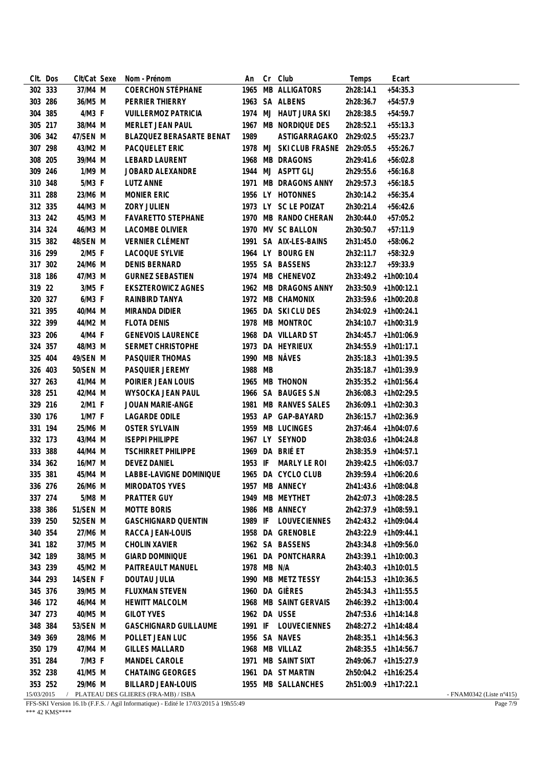| Clt. | Dos | Clt/Cat | Sexe | Nom - Prénom | An | Cr | Club | Temps | Ecart |
|---|---|---|---|---|---|---|---|---|---|
| 302 | 333 | 37/M4 | M | COERCHON STÉPHANE | 1965 | MB | ALLIGATORS | 2h28:14.1 | +54:35.3 |
| 303 | 286 | 36/M5 | M | PERRIER THIERRY | 1963 | SA | ALBENS | 2h28:36.7 | +54:57.9 |
| 304 | 385 | 4/M3 | F | VUILLERMOZ PATRICIA | 1974 | MJ | HAUT JURA SKI | 2h28:38.5 | +54:59.7 |
| 305 | 217 | 38/M4 | M | MERLET JEAN PAUL | 1967 | MB | NORDIQUE DES | 2h28:52.1 | +55:13.3 |
| 306 | 342 | 47/SEN | M | BLAZQUEZ BERASARTE BENAT | 1989 | | ASTIGARRAGAKO | 2h29:02.5 | +55:23.7 |
| 307 | 298 | 43/M2 | M | PACQUELET ERIC | 1978 | MJ | SKI CLUB FRASNE | 2h29:05.5 | +55:26.7 |
| 308 | 205 | 39/M4 | M | LEBARD LAURENT | 1968 | MB | DRAGONS | 2h29:41.6 | +56:02.8 |
| 309 | 246 | 1/M9 | M | JOBARD ALEXANDRE | 1944 | MJ | ASPTT GLJ | 2h29:55.6 | +56:16.8 |
| 310 | 348 | 5/M3 | F | LUTZ ANNE | 1971 | MB | DRAGONS ANNY | 2h29:57.3 | +56:18.5 |
| 311 | 288 | 23/M6 | M | MONIER ERIC | 1956 | LY | HOTONNES | 2h30:14.2 | +56:35.4 |
| 312 | 335 | 44/M3 | M | ZORY JULIEN | 1973 | LY | SC LE POIZAT | 2h30:21.4 | +56:42.6 |
| 313 | 242 | 45/M3 | M | FAVARETTO STEPHANE | 1970 | MB | RANDO CHERAN | 2h30:44.0 | +57:05.2 |
| 314 | 324 | 46/M3 | M | LACOMBE OLIVIER | 1970 | MV | SC BALLON | 2h30:50.7 | +57:11.9 |
| 315 | 382 | 48/SEN | M | VERNIER CLÉMENT | 1991 | SA | AIX-LES-BAINS | 2h31:45.0 | +58:06.2 |
| 316 | 299 | 2/M5 | F | LACOQUE SYLVIE | 1964 | LY | BOURG EN | 2h32:11.7 | +58:32.9 |
| 317 | 302 | 24/M6 | M | DENIS BERNARD | 1955 | SA | BASSENS | 2h33:12.7 | +59:33.9 |
| 318 | 186 | 47/M3 | M | GURNEZ SEBASTIEN | 1974 | MB | CHENEVOZ | 2h33:49.2 | +1h00:10.4 |
| 319 | 22 | 3/M5 | F | EKSZTEROWICZ AGNES | 1962 | MB | DRAGONS ANNY | 2h33:50.9 | +1h00:12.1 |
| 320 | 327 | 6/M3 | F | RAINBIRD TANYA | 1972 | MB | CHAMONIX | 2h33:59.6 | +1h00:20.8 |
| 321 | 395 | 40/M4 | M | MIRANDA DIDIER | 1965 | DA | SKI CLU DES | 2h34:02.9 | +1h00:24.1 |
| 322 | 399 | 44/M2 | M | FLOTA DENIS | 1978 | MB | MONTROC | 2h34:10.7 | +1h00:31.9 |
| 323 | 206 | 4/M4 | F | GENEVOIS LAURENCE | 1968 | DA | VILLARD ST | 2h34:45.7 | +1h01:06.9 |
| 324 | 357 | 48/M3 | M | SERMET CHRISTOPHE | 1973 | DA | HEYRIEUX | 2h34:55.9 | +1h01:17.1 |
| 325 | 404 | 49/SEN | M | PASQUIER THOMAS | 1990 | MB | NÂVES | 2h35:18.3 | +1h01:39.5 |
| 326 | 403 | 50/SEN | M | PASQUIER JEREMY | 1988 | MB | | 2h35:18.7 | +1h01:39.9 |
| 327 | 263 | 41/M4 | M | POIRIER JEAN LOUIS | 1965 | MB | THONON | 2h35:35.2 | +1h01:56.4 |
| 328 | 251 | 42/M4 | M | WYSOCKA JEAN PAUL | 1966 | SA | BAUGES S.N | 2h36:08.3 | +1h02:29.5 |
| 329 | 216 | 2/M1 | F | JOUAN MARIE-ANGE | 1981 | MB | RANVES SALES | 2h36:09.1 | +1h02:30.3 |
| 330 | 176 | 1/M7 | F | LAGARDE ODILE | 1953 | AP | GAP-BAYARD | 2h36:15.7 | +1h02:36.9 |
| 331 | 194 | 25/M6 | M | OSTER SYLVAIN | 1959 | MB | LUCINGES | 2h37:46.4 | +1h04:07.6 |
| 332 | 173 | 43/M4 | M | ISEPPI PHILIPPE | 1967 | LY | SEYNOD | 2h38:03.6 | +1h04:24.8 |
| 333 | 388 | 44/M4 | M | TSCHIRRET PHILIPPE | 1969 | DA | BRIÉ ET | 2h38:35.9 | +1h04:57.1 |
| 334 | 362 | 16/M7 | M | DEVEZ DANIEL | 1953 | IF | MARLY LE ROI | 2h39:42.5 | +1h06:03.7 |
| 335 | 381 | 45/M4 | M | LABBE-LAVIGNE DOMINIQUE | 1965 | DA | CYCLO CLUB | 2h39:59.4 | +1h06:20.6 |
| 336 | 276 | 26/M6 | M | MIRODATOS YVES | 1957 | MB | ANNECY | 2h41:43.6 | +1h08:04.8 |
| 337 | 274 | 5/M8 | M | PRATTER GUY | 1949 | MB | MEYTHET | 2h42:07.3 | +1h08:28.5 |
| 338 | 386 | 51/SEN | M | MOTTE BORIS | 1986 | MB | ANNECY | 2h42:37.9 | +1h08:59.1 |
| 339 | 250 | 52/SEN | M | GASCHIGNARD QUENTIN | 1989 | IF | LOUVECIENNES | 2h42:43.2 | +1h09:04.4 |
| 340 | 354 | 27/M6 | M | RACCA JEAN-LOUIS | 1958 | DA | GRENOBLE | 2h43:22.9 | +1h09:44.1 |
| 341 | 182 | 37/M5 | M | CHOLIN XAVIER | 1962 | SA | BASSENS | 2h43:34.8 | +1h09:56.0 |
| 342 | 189 | 38/M5 | M | GIARD DOMINIQUE | 1961 | DA | PONTCHARRA | 2h43:39.1 | +1h10:00.3 |
| 343 | 239 | 45/M2 | M | PAITREAULT MANUEL | 1978 | MB | N/A | 2h43:40.3 | +1h10:01.5 |
| 344 | 293 | 14/SEN | F | DOUTAU JULIA | 1990 | MB | METZ TESSY | 2h44:15.3 | +1h10:36.5 |
| 345 | 376 | 39/M5 | M | FLUXMAN STEVEN | 1960 | DA | GIÈRES | 2h45:34.3 | +1h11:55.5 |
| 346 | 172 | 46/M4 | M | HEWITT MALCOLM | 1968 | MB | SAINT GERVAIS | 2h46:39.2 | +1h13:00.4 |
| 347 | 273 | 40/M5 | M | GILOT YVES | 1962 | DA | USSE | 2h47:53.6 | +1h14:14.8 |
| 348 | 384 | 53/SEN | M | GASCHIGNARD GUILLAUME | 1991 | IF | LOUVECIENNES | 2h48:27.2 | +1h14:48.4 |
| 349 | 369 | 28/M6 | M | POLLET JEAN LUC | 1956 | SA | NAVES | 2h48:35.1 | +1h14:56.3 |
| 350 | 179 | 47/M4 | M | GILLES MALLARD | 1968 | MB | VILLAZ | 2h48:35.5 | +1h14:56.7 |
| 351 | 284 | 7/M3 | F | MANDEL CAROLE | 1971 | MB | SAINT SIXT | 2h49:06.7 | +1h15:27.9 |
| 352 | 238 | 41/M5 | M | CHATAING GEORGES | 1961 | DA | ST MARTIN | 2h50:04.2 | +1h16:25.4 |
| 353 | 252 | 29/M6 | M | BILLARD JEAN-LOUIS | 1955 | MB | SALLANCHES | 2h51:00.9 | +1h17:22.1 |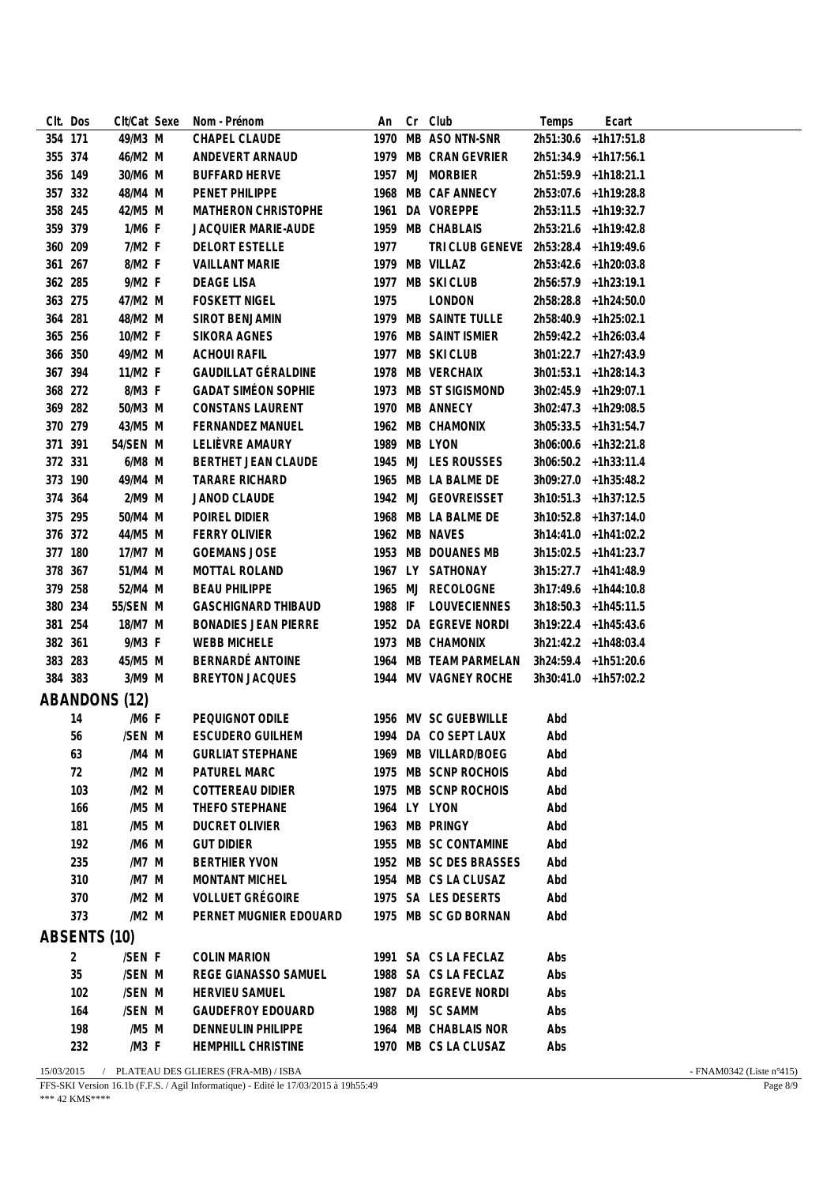| Clt. | Dos | Clt/Cat | Sexe | Nom - Prénom | An | Cr | Club | Temps | Ecart |
|---|---|---|---|---|---|---|---|---|---|
| 354 | 171 | 49/M3 | M | CHAPEL CLAUDE | 1970 | MB | ASO NTN-SNR | 2h51:30.6 | +1h17:51.8 |
| 355 | 374 | 46/M2 | M | ANDEVERT ARNAUD | 1979 | MB | CRAN GEVRIER | 2h51:34.9 | +1h17:56.1 |
| 356 | 149 | 30/M6 | M | BUFFARD HERVE | 1957 | MJ | MORBIER | 2h51:59.9 | +1h18:21.1 |
| 357 | 332 | 48/M4 | M | PENET PHILIPPE | 1968 | MB | CAF ANNECY | 2h53:07.6 | +1h19:28.8 |
| 358 | 245 | 42/M5 | M | MATHERON CHRISTOPHE | 1961 | DA | VOREPPE | 2h53:11.5 | +1h19:32.7 |
| 359 | 379 | 1/M6 | F | JACQUIER MARIE-AUDE | 1959 | MB | CHABLAIS | 2h53:21.6 | +1h19:42.8 |
| 360 | 209 | 7/M2 | F | DELORT ESTELLE | 1977 | | TRI CLUB GENEVE | 2h53:28.4 | +1h19:49.6 |
| 361 | 267 | 8/M2 | F | VAILLANT MARIE | 1979 | MB | VILLAZ | 2h53:42.6 | +1h20:03.8 |
| 362 | 285 | 9/M2 | F | DEAGE LISA | 1977 | MB | SKI CLUB | 2h56:57.9 | +1h23:19.1 |
| 363 | 275 | 47/M2 | M | FOSKETT NIGEL | 1975 | | LONDON | 2h58:28.8 | +1h24:50.0 |
| 364 | 281 | 48/M2 | M | SIROT BENJAMIN | 1979 | MB | SAINTE TULLE | 2h58:40.9 | +1h25:02.1 |
| 365 | 256 | 10/M2 | F | SIKORA AGNES | 1976 | MB | SAINT ISMIER | 2h59:42.2 | +1h26:03.4 |
| 366 | 350 | 49/M2 | M | ACHOUI RAFIL | 1977 | MB | SKI CLUB | 3h01:22.7 | +1h27:43.9 |
| 367 | 394 | 11/M2 | F | GAUDILLAT GÉRALDINE | 1978 | MB | VERCHAIX | 3h01:53.1 | +1h28:14.3 |
| 368 | 272 | 8/M3 | F | GADAT SIMÉON SOPHIE | 1973 | MB | ST SIGISMOND | 3h02:45.9 | +1h29:07.1 |
| 369 | 282 | 50/M3 | M | CONSTANS LAURENT | 1970 | MB | ANNECY | 3h02:47.3 | +1h29:08.5 |
| 370 | 279 | 43/M5 | M | FERNANDEZ MANUEL | 1962 | MB | CHAMONIX | 3h05:33.5 | +1h31:54.7 |
| 371 | 391 | 54/SEN | M | LELIÈVRE AMAURY | 1989 | MB | LYON | 3h06:00.6 | +1h32:21.8 |
| 372 | 331 | 6/M8 | M | BERTHET JEAN CLAUDE | 1945 | MJ | LES ROUSSES | 3h06:50.2 | +1h33:11.4 |
| 373 | 190 | 49/M4 | M | TARARE RICHARD | 1965 | MB | LA BALME DE | 3h09:27.0 | +1h35:48.2 |
| 374 | 364 | 2/M9 | M | JANOD CLAUDE | 1942 | MJ | GEOVREISSET | 3h10:51.3 | +1h37:12.5 |
| 375 | 295 | 50/M4 | M | POIREL DIDIER | 1968 | MB | LA BALME DE | 3h10:52.8 | +1h37:14.0 |
| 376 | 372 | 44/M5 | M | FERRY OLIVIER | 1962 | MB | NAVES | 3h14:41.0 | +1h41:02.2 |
| 377 | 180 | 17/M7 | M | GOEMANS JOSE | 1953 | MB | DOUANES MB | 3h15:02.5 | +1h41:23.7 |
| 378 | 367 | 51/M4 | M | MOTTAL ROLAND | 1967 | LY | SATHONAY | 3h15:27.7 | +1h41:48.9 |
| 379 | 258 | 52/M4 | M | BEAU PHILIPPE | 1965 | MJ | RECOLOGNE | 3h17:49.6 | +1h44:10.8 |
| 380 | 234 | 55/SEN | M | GASCHIGNARD THIBAUD | 1988 | IF | LOUVECIENNES | 3h18:50.3 | +1h45:11.5 |
| 381 | 254 | 18/M7 | M | BONADIES JEAN PIERRE | 1952 | DA | EGREVE NORDI | 3h19:22.4 | +1h45:43.6 |
| 382 | 361 | 9/M3 | F | WEBB MICHELE | 1973 | MB | CHAMONIX | 3h21:42.2 | +1h48:03.4 |
| 383 | 283 | 45/M5 | M | BERNARDÉ ANTOINE | 1964 | MB | TEAM PARMELAN | 3h24:59.4 | +1h51:20.6 |
| 384 | 383 | 3/M9 | M | BREYTON JACQUES | 1944 | MV | VAGNEY ROCHE | 3h30:41.0 | +1h57:02.2 |

## ABANDONS (12)

| Clt. | Dos | Clt/Cat | Sexe | Nom - Prénom | An | Cr | Club | Temps | Ecart |
|---|---|---|---|---|---|---|---|---|---|
| | 14 | /M6 | F | PEQUIGNOT ODILE | 1956 | MV | SC GUEBWILLE | Abd | |
| | 56 | /SEN | M | ESCUDERO GUILHEM | 1994 | DA | CO SEPT LAUX | Abd | |
| | 63 | /M4 | M | GURLIAT STEPHANE | 1969 | MB | VILLARD/BOEG | Abd | |
| | 72 | /M2 | M | PATUREL MARC | 1975 | MB | SCNP ROCHOIS | Abd | |
| | 103 | /M2 | M | COTTEREAU DIDIER | 1975 | MB | SCNP ROCHOIS | Abd | |
| | 166 | /M5 | M | THEFO STEPHANE | 1964 | LY | LYON | Abd | |
| | 181 | /M5 | M | DUCRET OLIVIER | 1963 | MB | PRINGY | Abd | |
| | 192 | /M6 | M | GUT DIDIER | 1955 | MB | SC CONTAMINE | Abd | |
| | 235 | /M7 | M | BERTHIER YVON | 1952 | MB | SC DES BRASSES | Abd | |
| | 310 | /M7 | M | MONTANT MICHEL | 1954 | MB | CS LA CLUSAZ | Abd | |
| | 370 | /M2 | M | VOLLUET GRÉGOIRE | 1975 | SA | LES DESERTS | Abd | |
| | 373 | /M2 | M | PERNET MUGNIER EDOUARD | 1975 | MB | SC GD BORNAN | Abd | |

## ABSENTS (10)

| Clt. | Dos | Clt/Cat | Sexe | Nom - Prénom | An | Cr | Club | Temps | Ecart |
|---|---|---|---|---|---|---|---|---|---|
| | 2 | /SEN | F | COLIN MARION | 1991 | SA | CS LA FECLAZ | Abs | |
| | 35 | /SEN | M | REGE GIANASSO SAMUEL | 1988 | SA | CS LA FECLAZ | Abs | |
| | 102 | /SEN | M | HERVIEU SAMUEL | 1987 | DA | EGREVE NORDI | Abs | |
| | 164 | /SEN | M | GAUDEFROY EDOUARD | 1988 | MJ | SC SAMM | Abs | |
| | 198 | /M5 | M | DENNEULIN PHILIPPE | 1964 | MB | CHABLAIS NOR | Abs | |
| | 232 | /M3 | F | HEMPHILL CHRISTINE | 1970 | MB | CS LA CLUSAZ | Abs | |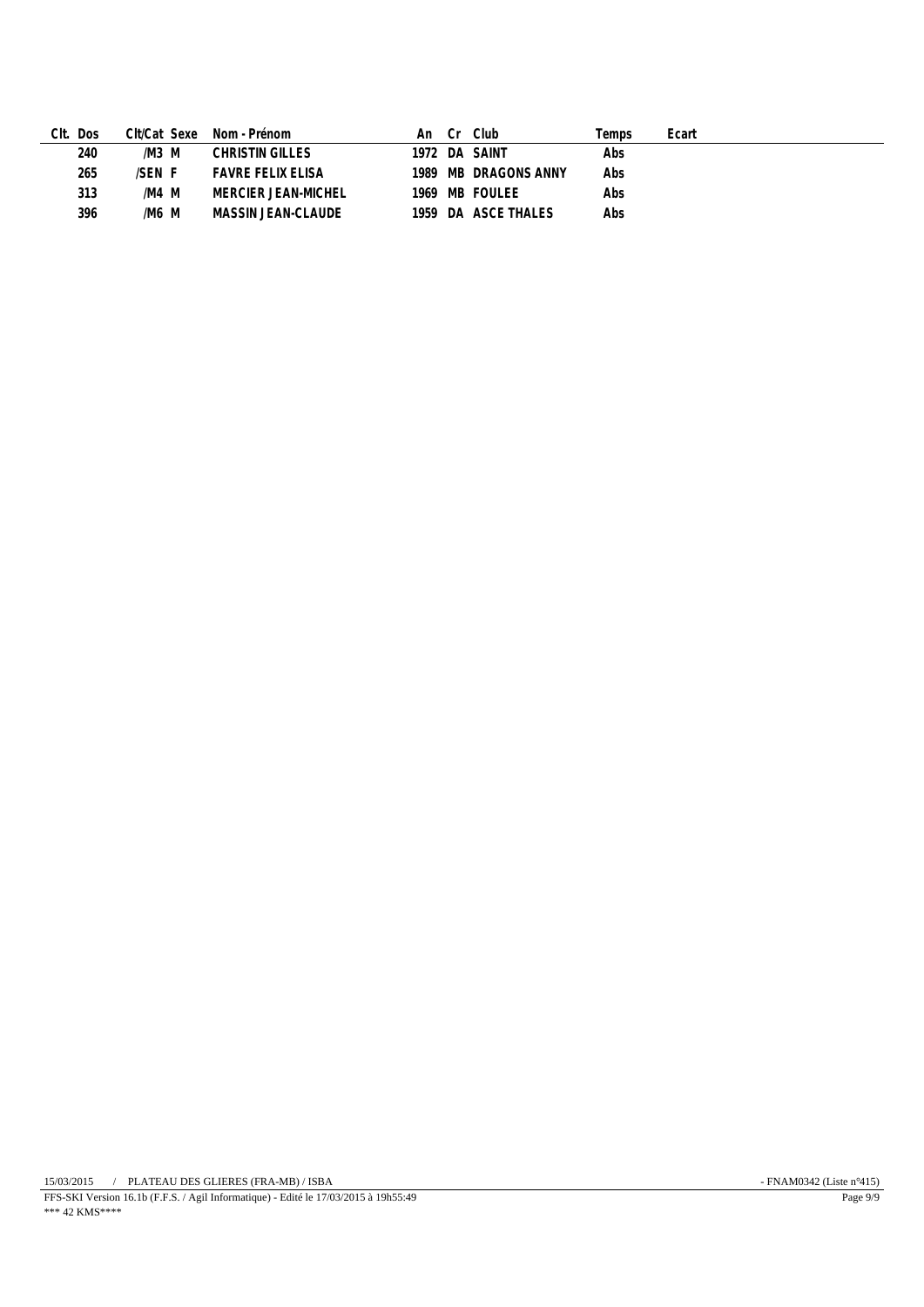| Clt. | Dos | Clt/Cat | Sexe | Nom - Prénom | An | Cr | Club | Temps | Ecart |
|---|---|---|---|---|---|---|---|---|---|
| | 240 | /M3 | M | CHRISTIN GILLES | 1972 | DA | SAINT | Abs | |
| | 265 | /SEN | F | FAVRE FELIX ELISA | 1989 | MB | DRAGONS ANNY | Abs | |
| | 313 | /M4 | M | MERCIER JEAN-MICHEL | 1969 | MB | FOULEE | Abs | |
| | 396 | /M6 | M | MASSIN JEAN-CLAUDE | 1959 | DA | ASCE THALES | Abs | |